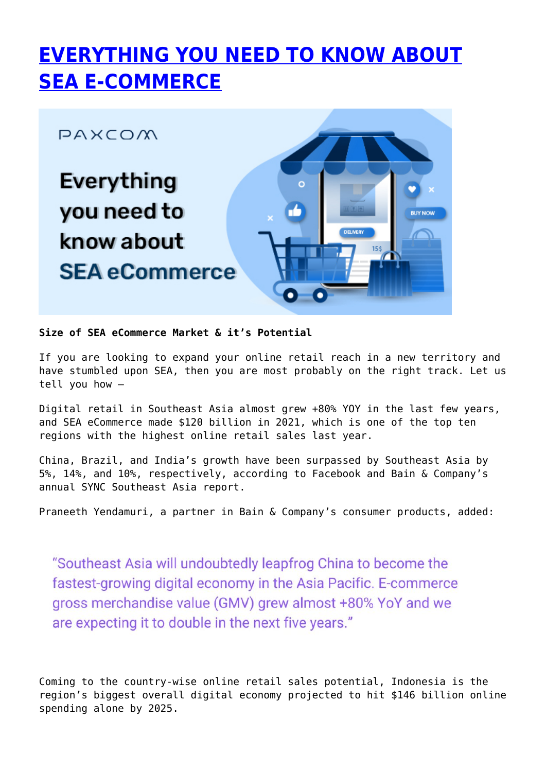# EVERYTHING YOU NEED TO KNOW ABOUT SEA E-COMMERCE

**Size of SEA eCommerce Market & it's Potential**

If you are looking to expand your online retail reach in a new territory and have stumbled upon SEA, then you are most probably on the right track. Let us tell you how –

Digital retail in Southeast Asia almost grew +80% YOY in the last few years, and SEA eCommerce made $120 billion in 2021, which is one of the top ten regions with the highest online retail sales last year.

China, Brazil, and India's growth have been surpassed by Southeast Asia by 5%, 14%, and 10%, respectively, according to Facebook and Bain & Company's annual SYNC Southeast Asia report.

Praneeth Yendamuri, a partner in Bain & Company's consumer products, added:

> "Southeast Asia will undoubtedly leapfrog China to become the fastest-growing digital economy in the Asia Pacific. E-commerce gross merchandise value (GMV) grew almost +80% YoY and we are expecting it to double in the next five years."

Coming to the country-wise online retail sales potential, Indonesia is the region's biggest overall digital economy projected to hit $146 billion online spending alone by 2025.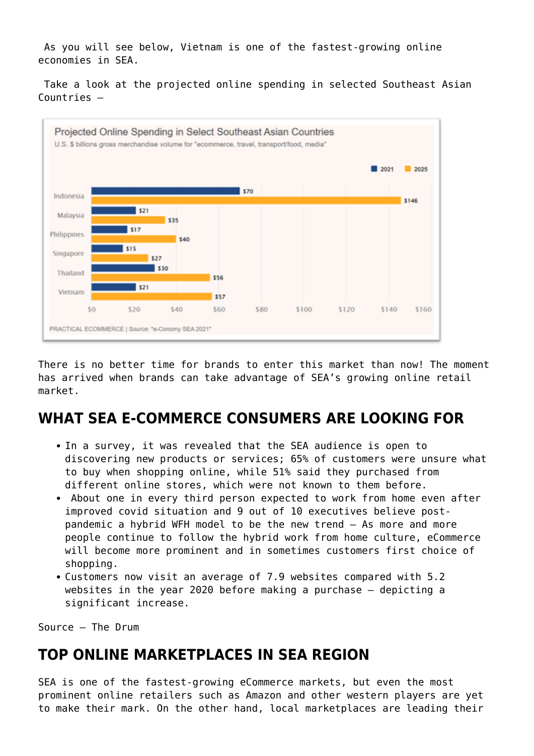As you will see below, Vietnam is one of the fastest-growing online economies in SEA.

Take a look at the projected online spending in selected Southeast Asian Countries –

**Projected Online Spending in Select Southeast Asian Countries**

U.S. $ billions gross merchandise volume for "ecommerce, travel, transport/food, media"

| Country | 2021 | 2025 |
| --- | --- | --- |
| Indonesia | $70 | $146 |
| Malaysia | $21 | $35 |
| Philippines | $17 | $40 |
| Singapore | $15 | $27 |
| Thailand | $30 | $56 |
| Vietnam | $21 | $57 |

PRACTICAL ECOMMERCE | Source: "e-Conomy SEA 2021"

There is no better time for brands to enter this market than now! The moment has arrived when brands can take advantage of SEA's growing online retail market.

## WHAT SEA E-COMMERCE CONSUMERS ARE LOOKING FOR

- In a survey, it was revealed that the SEA audience is open to discovering new products or services; 65% of customers were unsure what to buy when shopping online, while 51% said they purchased from different online stores, which were not known to them before.
- About one in every third person expected to work from home even after improved covid situation and 9 out of 10 executives believe post-pandemic a hybrid WFH model to be the new trend – As more and more people continue to follow the hybrid work from home culture, eCommerce will become more prominent and in sometimes customers first choice of shopping.
- Customers now visit an average of 7.9 websites compared with 5.2 websites in the year 2020 before making a purchase – depicting a significant increase.

Source – The Drum

## TOP ONLINE MARKETPLACES IN SEA REGION

SEA is one of the fastest-growing eCommerce markets, but even the most prominent online retailers such as Amazon and other western players are yet to make their mark. On the other hand, local marketplaces are leading their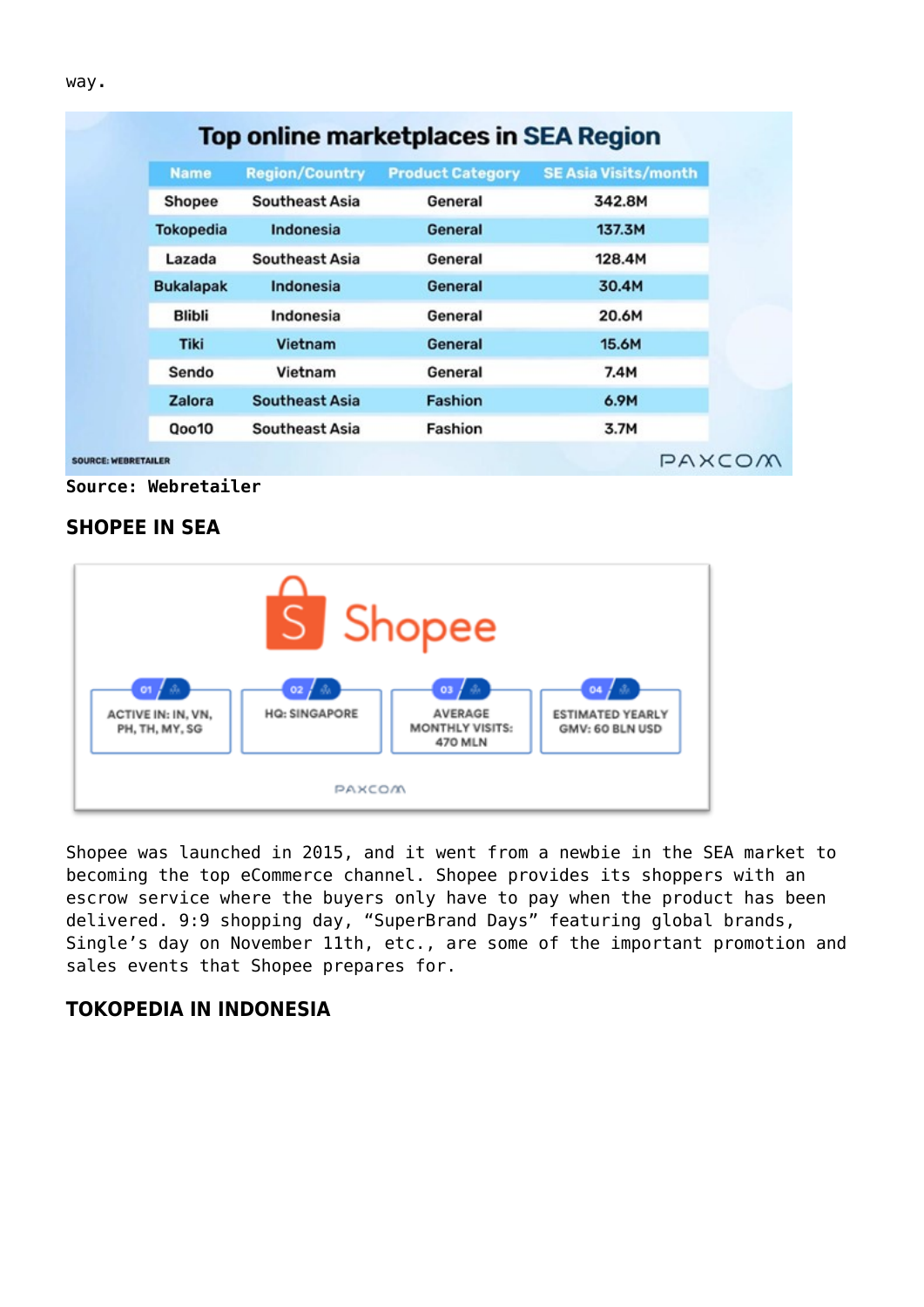way.

**Top online marketplaces in SEA Region**

| Name | Region/Country | Product Category | SE Asia Visits/month |
|---|---|---|---|
| Shopee | Southeast Asia | General | 342.8M |
| Tokopedia | Indonesia | General | 137.3M |
| Lazada | Southeast Asia | General | 128.4M |
| Bukalapak | Indonesia | General | 30.4M |
| Blibli | Indonesia | General | 20.6M |
| Tiki | Vietnam | General | 15.6M |
| Sendo | Vietnam | General | 7.4M |
| Zalora | Southeast Asia | Fashion | 6.9M |
| Qoo10 | Southeast Asia | Fashion | 3.7M |

SOURCE: WEBRETAILER

**Source: Webretailer**

## SHOPEE IN SEA

Shopee

01 ACTIVE IN: IN, VN, PH, TH, MY, SG

02 HQ: SINGAPORE

03 AVERAGE MONTHLY VISITS: 470 MLN

04 ESTIMATED YEARLY GMV: 60 BLN USD

Shopee was launched in 2015, and it went from a newbie in the SEA market to becoming the top eCommerce channel. Shopee provides its shoppers with an escrow service where the buyers only have to pay when the product has been delivered. 9:9 shopping day, "SuperBrand Days" featuring global brands, Single's day on November 11th, etc., are some of the important promotion and sales events that Shopee prepares for.

## TOKOPEDIA IN INDONESIA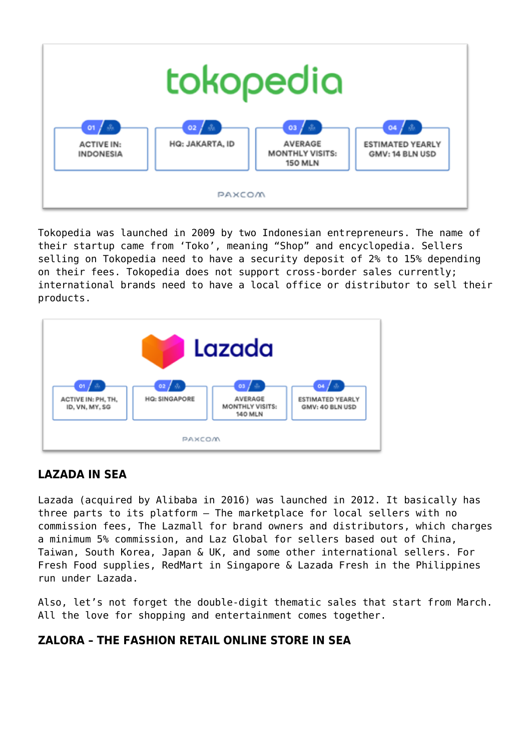tokopedia

| 01 | 02 | 03 | 04 |
|---|---|---|---|
| ACTIVE IN: INDONESIA | HQ: JAKARTA, ID | AVERAGE MONTHLY VISITS: 150 MLN | ESTIMATED YEARLY GMV: 14 BLN USD |

PAXCOM

Tokopedia was launched in 2009 by two Indonesian entrepreneurs. The name of their startup came from 'Toko', meaning "Shop" and encyclopedia. Sellers selling on Tokopedia need to have a security deposit of 2% to 15% depending on their fees. Tokopedia does not support cross-border sales currently; international brands need to have a local office or distributor to sell their products.

Lazada

| 01 | 02 | 03 | 04 |
|---|---|---|---|
| ACTIVE IN: PH, TH, ID, VN, MY, SG | HQ: SINGAPORE | AVERAGE MONTHLY VISITS: 140 MLN | ESTIMATED YEARLY GMV: 40 BLN USD |

PAXCOM

## LAZADA IN SEA

Lazada (acquired by Alibaba in 2016) was launched in 2012. It basically has three parts to its platform – The marketplace for local sellers with no commission fees, The Lazmall for brand owners and distributors, which charges a minimum 5% commission, and Laz Global for sellers based out of China, Taiwan, South Korea, Japan & UK, and some other international sellers. For Fresh Food supplies, RedMart in Singapore & Lazada Fresh in the Philippines run under Lazada.

Also, let's not forget the double-digit thematic sales that start from March. All the love for shopping and entertainment comes together.

## ZALORA – THE FASHION RETAIL ONLINE STORE IN SEA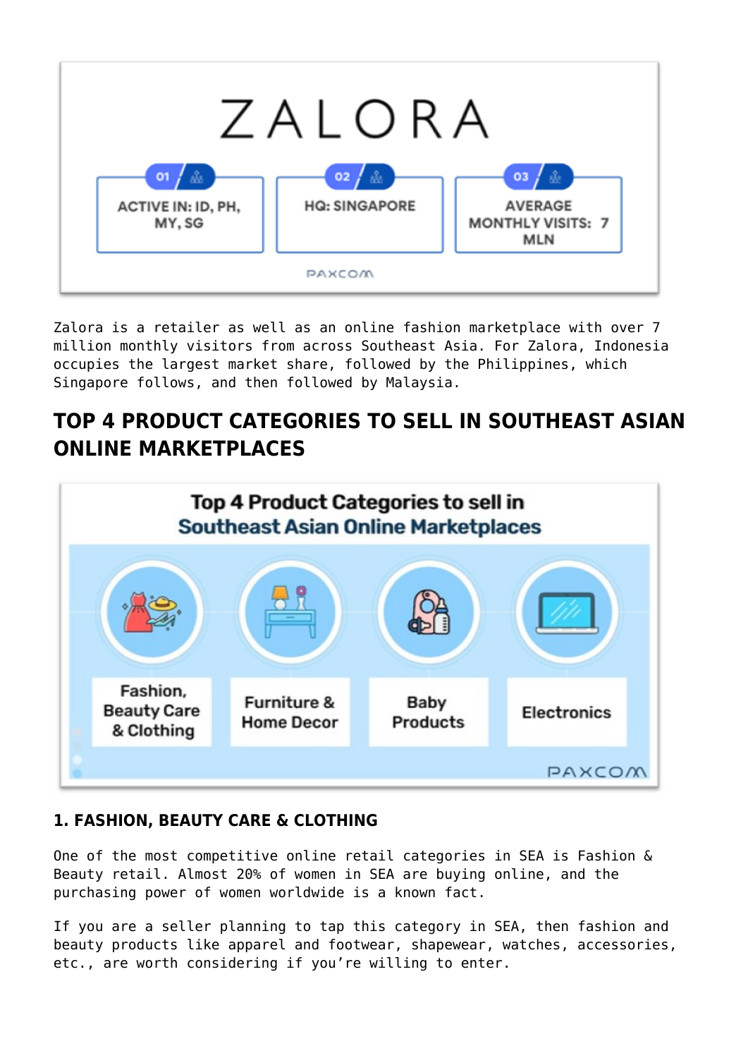Zalora is a retailer as well as an online fashion marketplace with over 7 million monthly visitors from across Southeast Asia. For Zalora, Indonesia occupies the largest market share, followed by the Philippines, which Singapore follows, and then followed by Malaysia.

## TOP 4 PRODUCT CATEGORIES TO SELL IN SOUTHEAST ASIAN ONLINE MARKETPLACES

### 1. FASHION, BEAUTY CARE & CLOTHING

One of the most competitive online retail categories in SEA is Fashion & Beauty retail. Almost 20% of women in SEA are buying online, and the purchasing power of women worldwide is a known fact.

If you are a seller planning to tap this category in SEA, then fashion and beauty products like apparel and footwear, shapewear, watches, accessories, etc., are worth considering if you're willing to enter.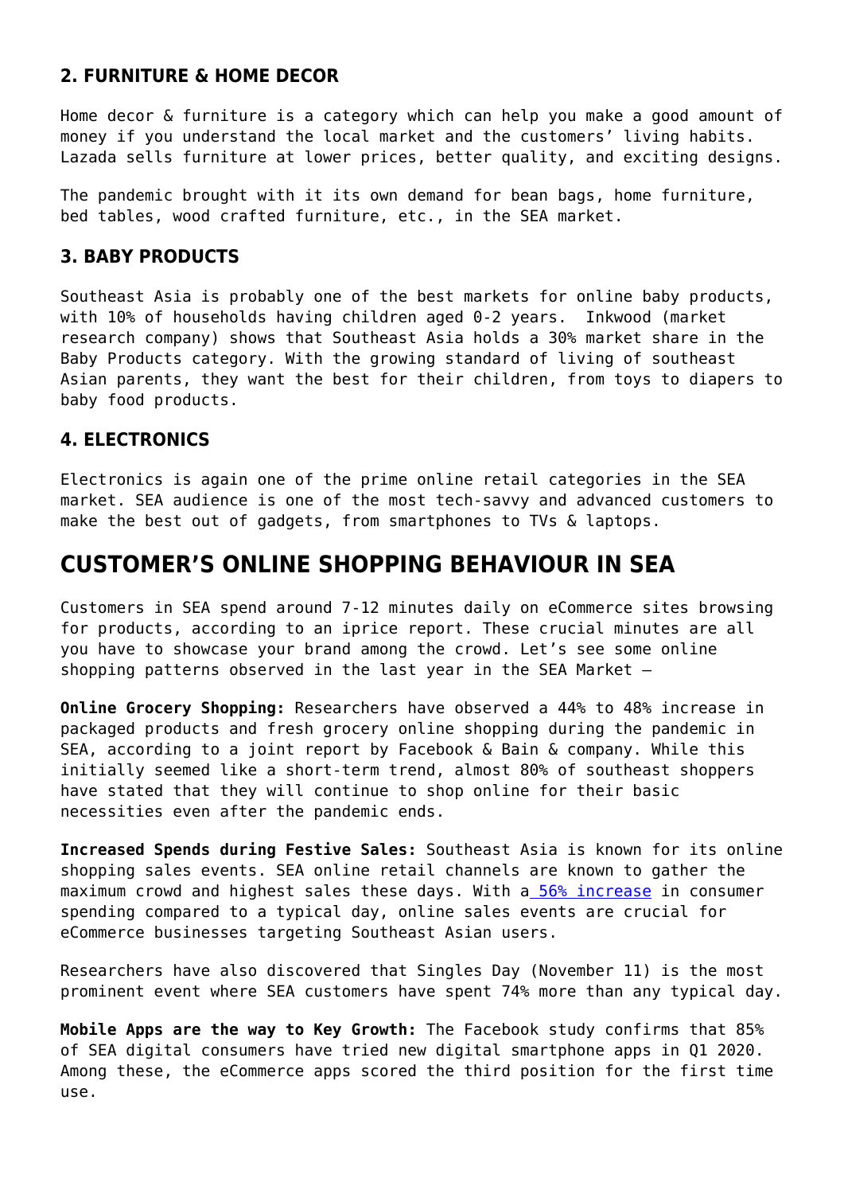### 2. FURNITURE & HOME DECOR

Home decor & furniture is a category which can help you make a good amount of money if you understand the local market and the customers' living habits. Lazada sells furniture at lower prices, better quality, and exciting designs.

The pandemic brought with it its own demand for bean bags, home furniture, bed tables, wood crafted furniture, etc., in the SEA market.

### 3. BABY PRODUCTS

Southeast Asia is probably one of the best markets for online baby products, with 10% of households having children aged 0-2 years. Inkwood (market research company) shows that Southeast Asia holds a 30% market share in the Baby Products category. With the growing standard of living of southeast Asian parents, they want the best for their children, from toys to diapers to baby food products.

### 4. ELECTRONICS

Electronics is again one of the prime online retail categories in the SEA market. SEA audience is one of the most tech-savvy and advanced customers to make the best out of gadgets, from smartphones to TVs & laptops.

## CUSTOMER'S ONLINE SHOPPING BEHAVIOUR IN SEA

Customers in SEA spend around 7-12 minutes daily on eCommerce sites browsing for products, according to an iprice report. These crucial minutes are all you have to showcase your brand among the crowd. Let's see some online shopping patterns observed in the last year in the SEA Market –

**Online Grocery Shopping:** Researchers have observed a 44% to 48% increase in packaged products and fresh grocery online shopping during the pandemic in SEA, according to a joint report by Facebook & Bain & company. While this initially seemed like a short-term trend, almost 80% of southeast shoppers have stated that they will continue to shop online for their basic necessities even after the pandemic ends.

**Increased Spends during Festive Sales:** Southeast Asia is known for its online shopping sales events. SEA online retail channels are known to gather the maximum crowd and highest sales these days. With a 56% increase in consumer spending compared to a typical day, online sales events are crucial for eCommerce businesses targeting Southeast Asian users.

Researchers have also discovered that Singles Day (November 11) is the most prominent event where SEA customers have spent 74% more than any typical day.

**Mobile Apps are the way to Key Growth:** The Facebook study confirms that 85% of SEA digital consumers have tried new digital smartphone apps in Q1 2020. Among these, the eCommerce apps scored the third position for the first time use.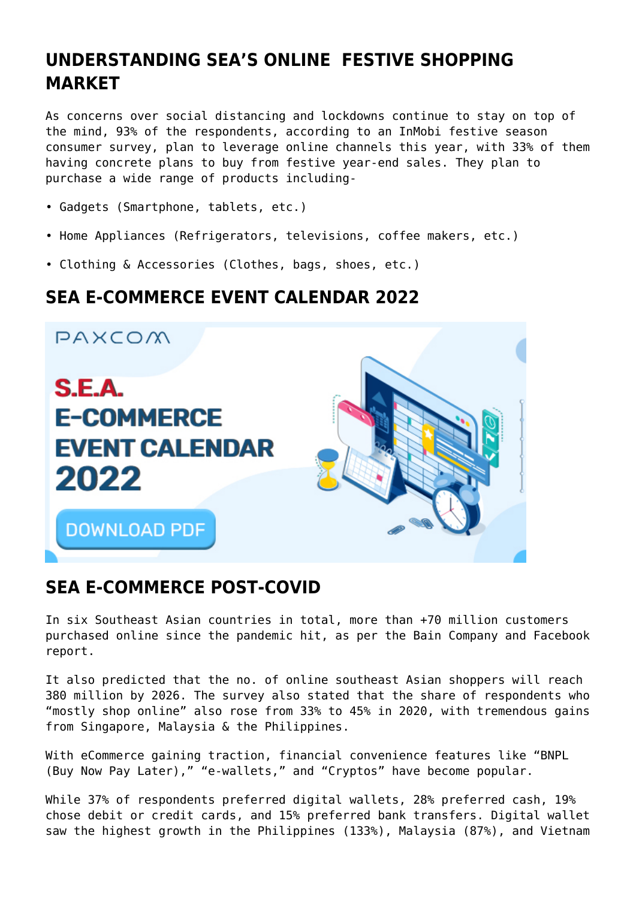## UNDERSTANDING SEA'S ONLINE FESTIVE SHOPPING MARKET

As concerns over social distancing and lockdowns continue to stay on top of the mind, 93% of the respondents, according to an InMobi festive season consumer survey, plan to leverage online channels this year, with 33% of them having concrete plans to buy from festive year-end sales. They plan to purchase a wide range of products including-

- Gadgets (Smartphone, tablets, etc.)
- Home Appliances (Refrigerators, televisions, coffee makers, etc.)
- Clothing & Accessories (Clothes, bags, shoes, etc.)

## SEA E-COMMERCE EVENT CALENDAR 2022

## SEA E-COMMERCE POST-COVID

In six Southeast Asian countries in total, more than +70 million customers purchased online since the pandemic hit, as per the Bain Company and Facebook report.

It also predicted that the no. of online southeast Asian shoppers will reach 380 million by 2026. The survey also stated that the share of respondents who "mostly shop online" also rose from 33% to 45% in 2020, with tremendous gains from Singapore, Malaysia & the Philippines.

With eCommerce gaining traction, financial convenience features like "BNPL (Buy Now Pay Later)," "e-wallets," and "Cryptos" have become popular.

While 37% of respondents preferred digital wallets, 28% preferred cash, 19% chose debit or credit cards, and 15% preferred bank transfers. Digital wallet saw the highest growth in the Philippines (133%), Malaysia (87%), and Vietnam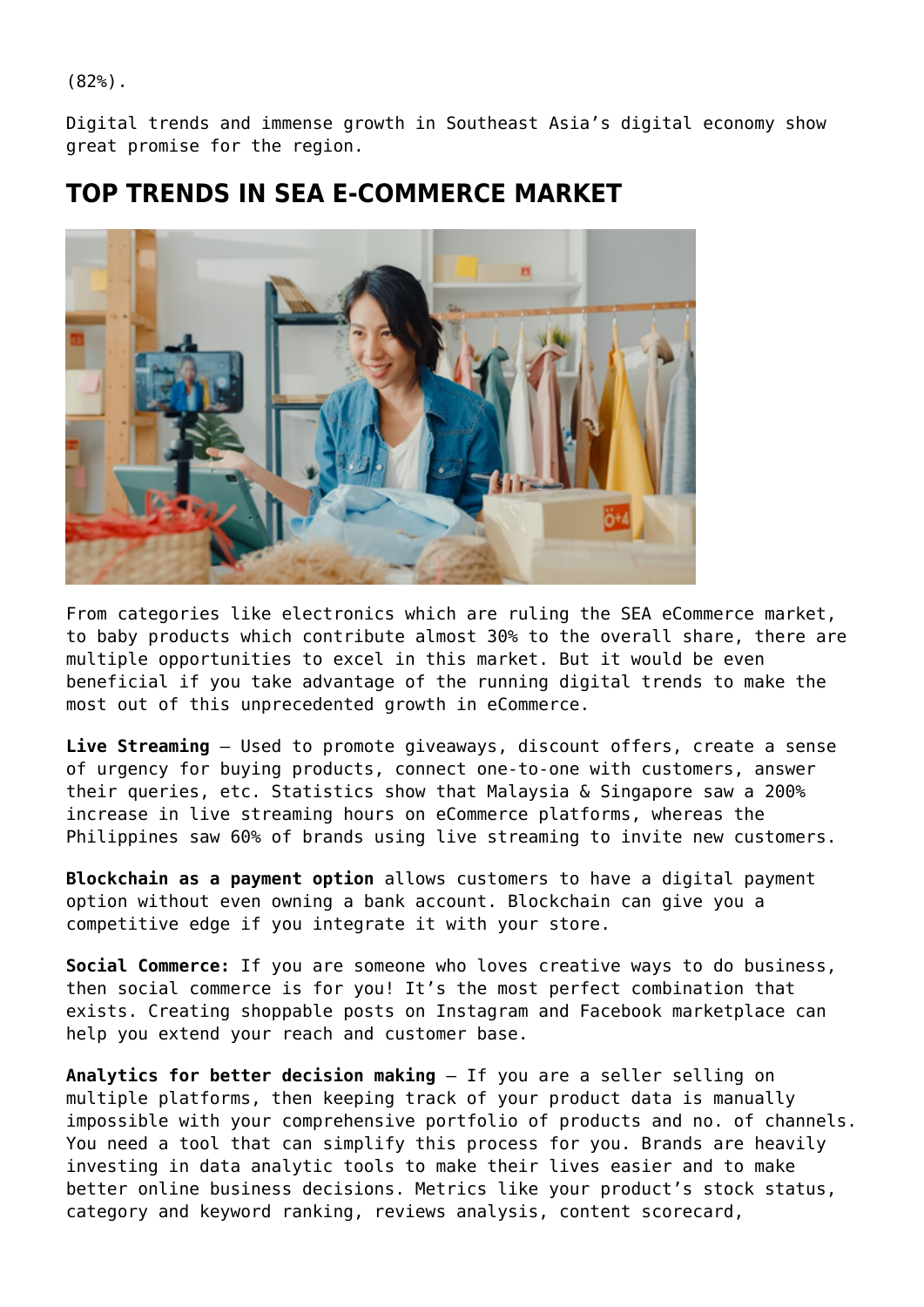(82%).

Digital trends and immense growth in Southeast Asia's digital economy show great promise for the region.

## TOP TRENDS IN SEA E-COMMERCE MARKET

From categories like electronics which are ruling the SEA eCommerce market, to baby products which contribute almost 30% to the overall share, there are multiple opportunities to excel in this market. But it would be even beneficial if you take advantage of the running digital trends to make the most out of this unprecedented growth in eCommerce.

**Live Streaming** – Used to promote giveaways, discount offers, create a sense of urgency for buying products, connect one-to-one with customers, answer their queries, etc. Statistics show that Malaysia & Singapore saw a 200% increase in live streaming hours on eCommerce platforms, whereas the Philippines saw 60% of brands using live streaming to invite new customers.

**Blockchain as a payment option** allows customers to have a digital payment option without even owning a bank account. Blockchain can give you a competitive edge if you integrate it with your store.

**Social Commerce:** If you are someone who loves creative ways to do business, then social commerce is for you! It's the most perfect combination that exists. Creating shoppable posts on Instagram and Facebook marketplace can help you extend your reach and customer base.

**Analytics for better decision making** – If you are a seller selling on multiple platforms, then keeping track of your product data is manually impossible with your comprehensive portfolio of products and no. of channels. You need a tool that can simplify this process for you. Brands are heavily investing in data analytic tools to make their lives easier and to make better online business decisions. Metrics like your product's stock status, category and keyword ranking, reviews analysis, content scorecard,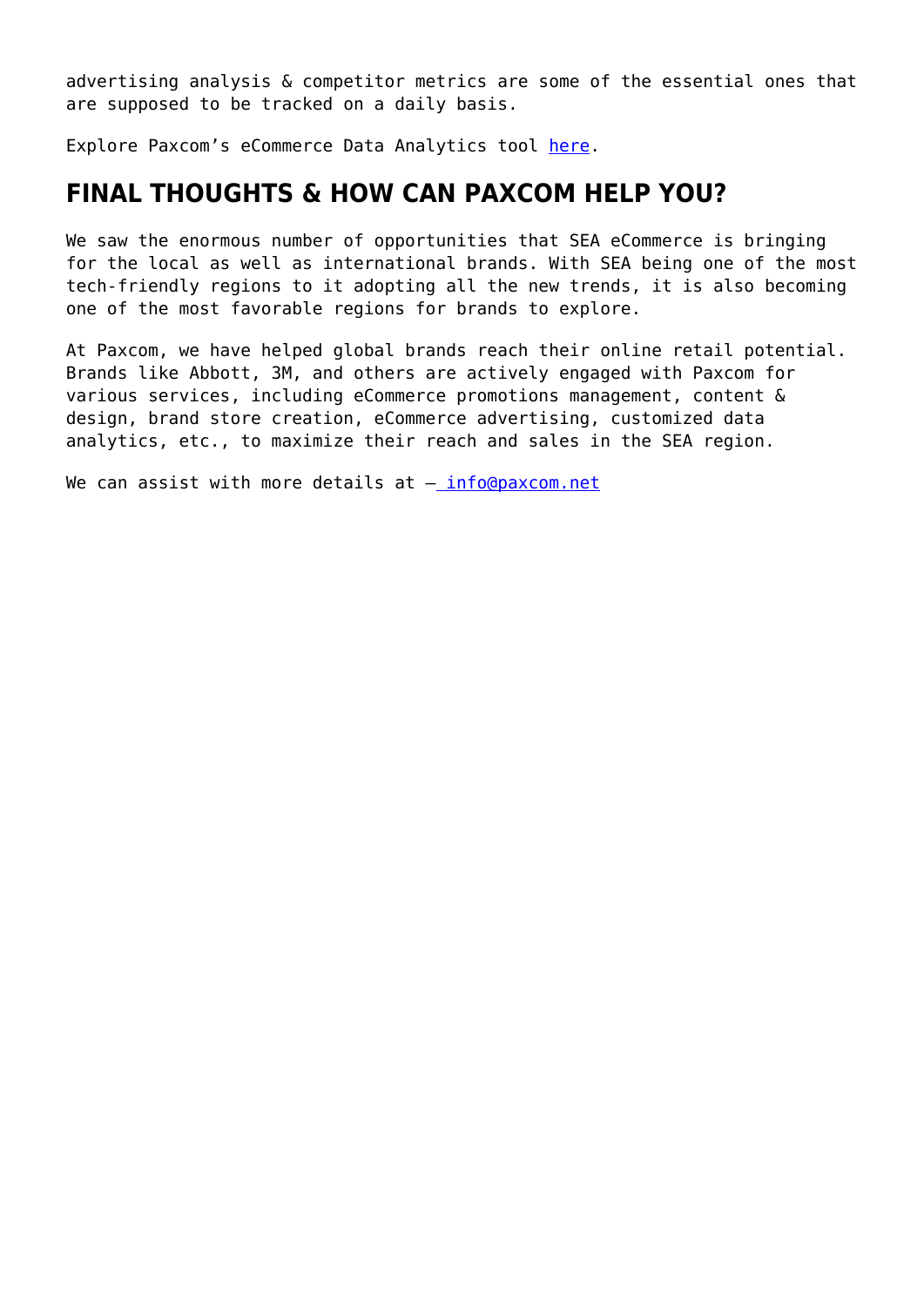advertising analysis & competitor metrics are some of the essential ones that are supposed to be tracked on a daily basis.

Explore Paxcom's eCommerce Data Analytics tool here.

## FINAL THOUGHTS & HOW CAN PAXCOM HELP YOU?

We saw the enormous number of opportunities that SEA eCommerce is bringing for the local as well as international brands. With SEA being one of the most tech-friendly regions to it adopting all the new trends, it is also becoming one of the most favorable regions for brands to explore.

At Paxcom, we have helped global brands reach their online retail potential. Brands like Abbott, 3M, and others are actively engaged with Paxcom for various services, including eCommerce promotions management, content & design, brand store creation, eCommerce advertising, customized data analytics, etc., to maximize their reach and sales in the SEA region.

We can assist with more details at – info@paxcom.net